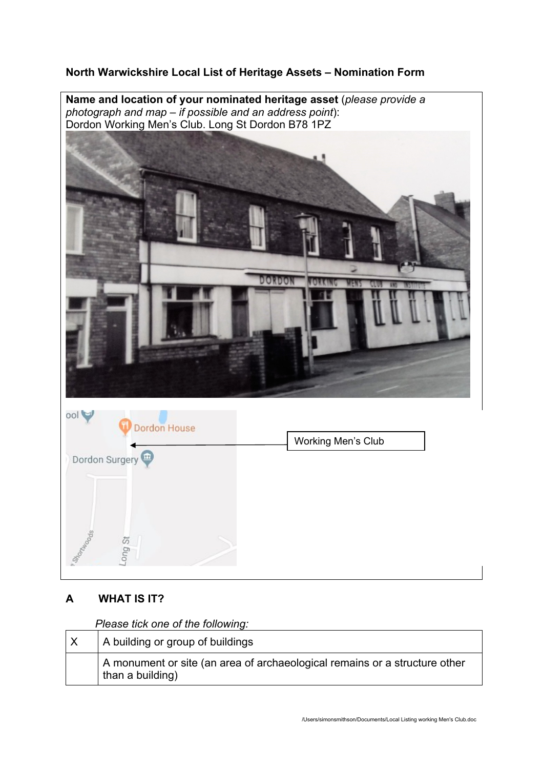**North Warwickshire Local List of Heritage Assets – Nomination Form**

**Name and location of your nominated heritage asset** (*please provide a photograph and map – if possible and an address point*):
Dordon Working Men's Club. Long St Dordon B78 1PZ

Working Men's Club

## A WHAT IS IT?

*Please tick one of the following:*

| | |
|---|---|
| X | A building or group of buildings |
| | A monument or site (an area of archaeological remains or a structure other than a building) |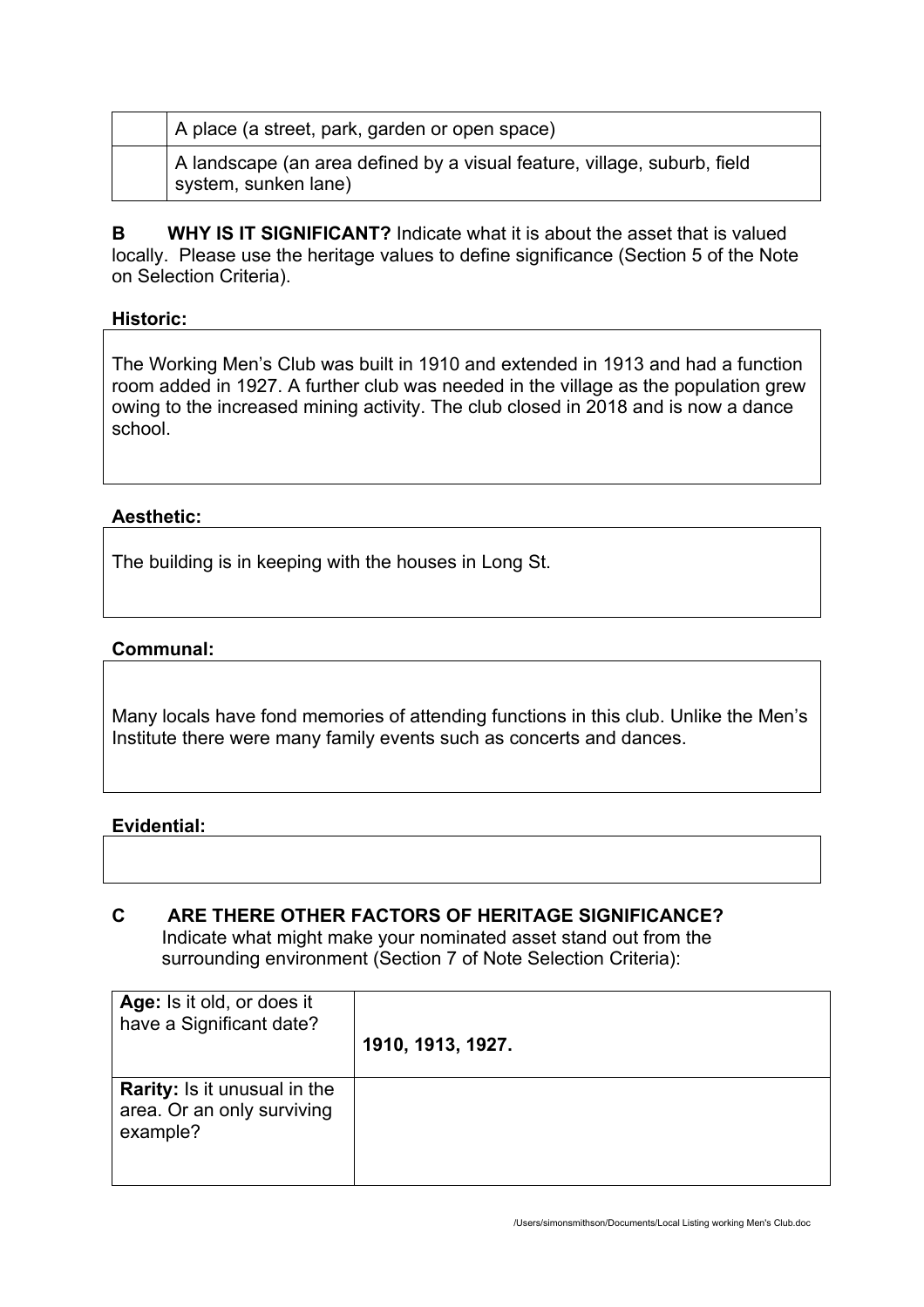| | |
|---|---|
| | A place (a street, park, garden or open space) |
| | A landscape (an area defined by a visual feature, village, suburb, field system, sunken lane) |

**B WHY IS IT SIGNIFICANT?** Indicate what it is about the asset that is valued locally. Please use the heritage values to define significance (Section 5 of the Note on Selection Criteria).

**Historic:**

The Working Men's Club was built in 1910 and extended in 1913 and had a function room added in 1927. A further club was needed in the village as the population grew owing to the increased mining activity. The club closed in 2018 and is now a dance school.

**Aesthetic:**

The building is in keeping with the houses in Long St.

**Communal:**

Many locals have fond memories of attending functions in this club. Unlike the Men's Institute there were many family events such as concerts and dances.

**Evidential:**

**C ARE THERE OTHER FACTORS OF HERITAGE SIGNIFICANCE?**
Indicate what might make your nominated asset stand out from the surrounding environment (Section 7 of Note Selection Criteria):

| | |
|---|---|
| **Age:** Is it old, or does it have a Significant date? | **1910, 1913, 1927.** |
| **Rarity:** Is it unusual in the area. Or an only surviving example? | |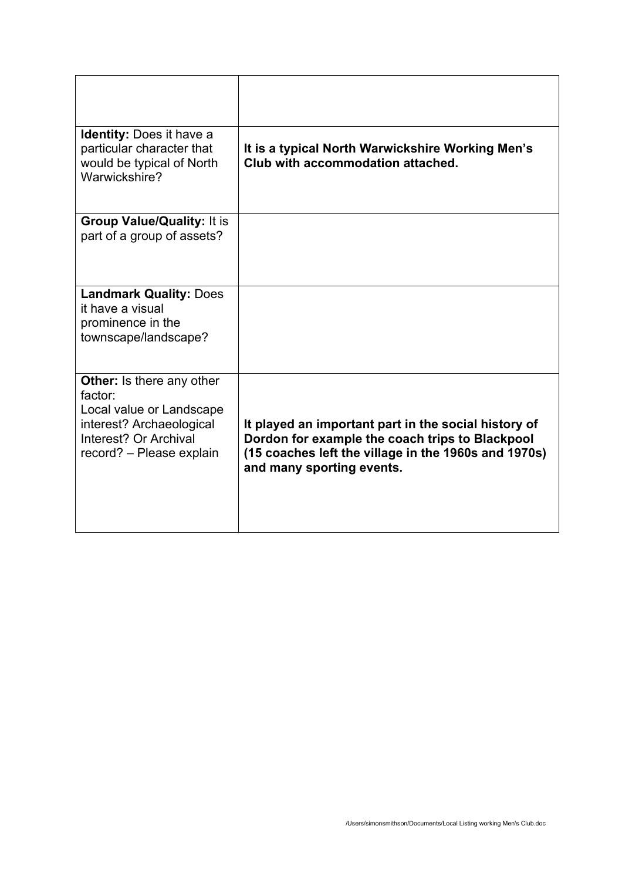| | |
|---|---|
| | |
| **Identity:** Does it have a particular character that would be typical of North Warwickshire? | **It is a typical North Warwickshire Working Men's Club with accommodation attached.** |
| **Group Value/Quality:** It is part of a group of assets? | |
| **Landmark Quality:** Does it have a visual prominence in the townscape/landscape? | |
| **Other:** Is there any other factor: Local value or Landscape interest? Archaeological Interest? Or Archival record? – Please explain | **It played an important part in the social history of Dordon for example the coach trips to Blackpool (15 coaches left the village in the 1960s and 1970s) and many sporting events.** |

/Users/simonsmithson/Documents/Local Listing working Men's Club.doc